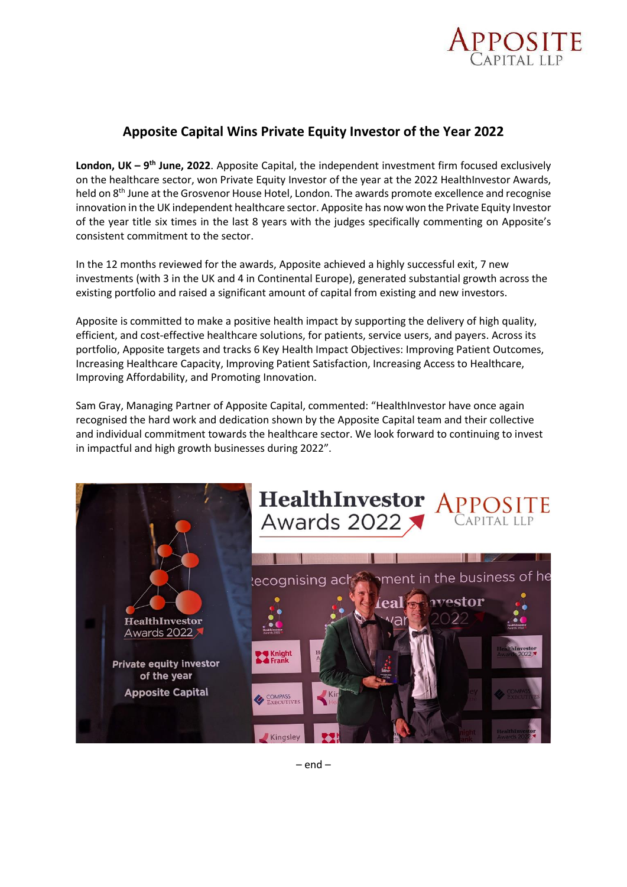# Apposite Capital Wins Private Equity Investor of the Year 2022

**London, UK – 9th June, 2022**. Apposite Capital, the independent investment firm focused exclusively on the healthcare sector, won Private Equity Investor of the year at the 2022 HealthInvestor Awards, held on 8th June at the Grosvenor House Hotel, London. The awards promote excellence and recognise innovation in the UK independent healthcare sector. Apposite has now won the Private Equity Investor of the year title six times in the last 8 years with the judges specifically commenting on Apposite's consistent commitment to the sector.

In the 12 months reviewed for the awards, Apposite achieved a highly successful exit, 7 new investments (with 3 in the UK and 4 in Continental Europe), generated substantial growth across the existing portfolio and raised a significant amount of capital from existing and new investors.

Apposite is committed to make a positive health impact by supporting the delivery of high quality, efficient, and cost-effective healthcare solutions, for patients, service users, and payers. Across its portfolio, Apposite targets and tracks 6 Key Health Impact Objectives: Improving Patient Outcomes, Increasing Healthcare Capacity, Improving Patient Satisfaction, Increasing Access to Healthcare, Improving Affordability, and Promoting Innovation.

Sam Gray, Managing Partner of Apposite Capital, commented: "HealthInvestor have once again recognised the hard work and dedication shown by the Apposite Capital team and their collective and individual commitment towards the healthcare sector. We look forward to continuing to invest in impactful and high growth businesses during 2022".

– end –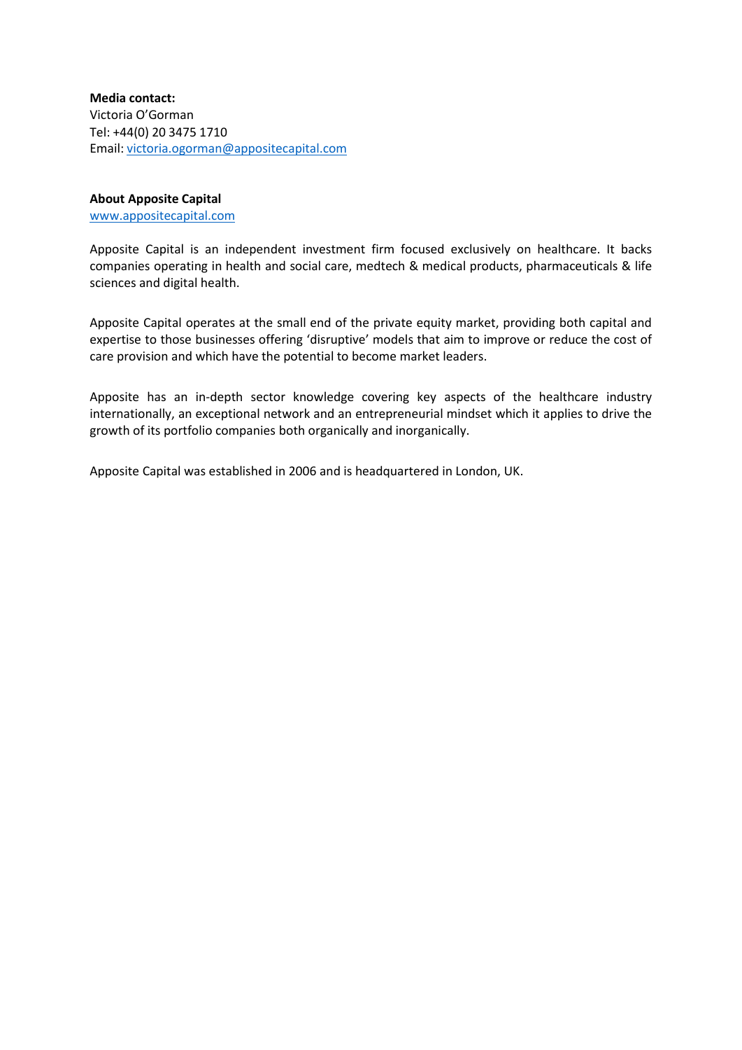**Media contact:**
Victoria O'Gorman
Tel: +44(0) 20 3475 1710
Email: victoria.ogorman@appositecapital.com

**About Apposite Capital**
www.appositecapital.com

Apposite Capital is an independent investment firm focused exclusively on healthcare. It backs companies operating in health and social care, medtech & medical products, pharmaceuticals & life sciences and digital health.

Apposite Capital operates at the small end of the private equity market, providing both capital and expertise to those businesses offering 'disruptive' models that aim to improve or reduce the cost of care provision and which have the potential to become market leaders.

Apposite has an in-depth sector knowledge covering key aspects of the healthcare industry internationally, an exceptional network and an entrepreneurial mindset which it applies to drive the growth of its portfolio companies both organically and inorganically.

Apposite Capital was established in 2006 and is headquartered in London, UK.